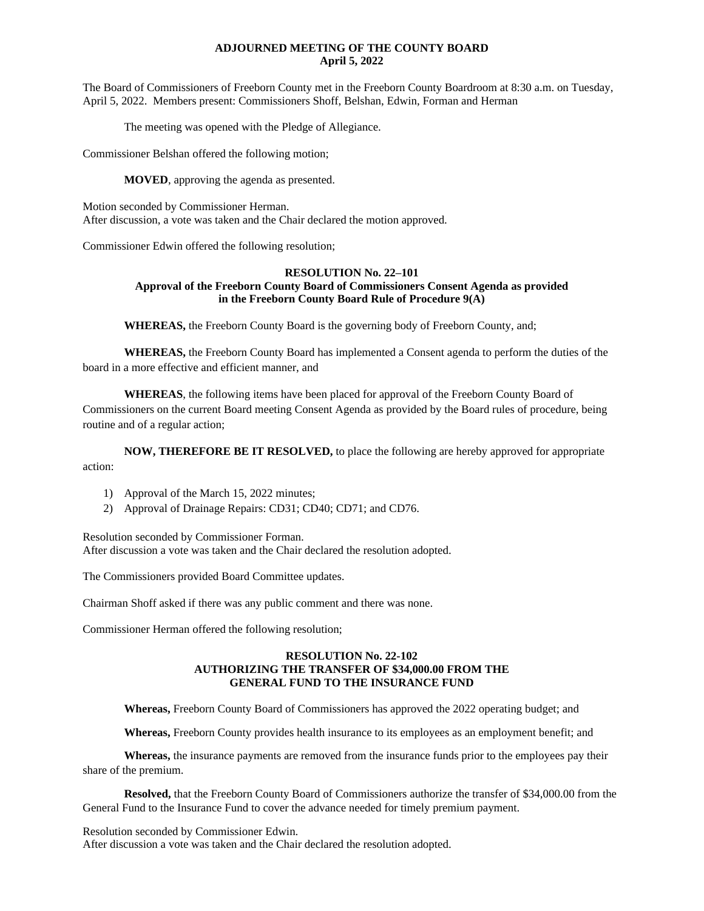# ADJOURNED MEETING OF THE COUNTY BOARD
## April 5, 2022

The Board of Commissioners of Freeborn County met in the Freeborn County Boardroom at 8:30 a.m. on Tuesday, April 5, 2022. Members present: Commissioners Shoff, Belshan, Edwin, Forman and Herman

The meeting was opened with the Pledge of Allegiance.

Commissioner Belshan offered the following motion;

**MOVED**, approving the agenda as presented.

Motion seconded by Commissioner Herman.
After discussion, a vote was taken and the Chair declared the motion approved.

Commissioner Edwin offered the following resolution;

### RESOLUTION No. 22–101
### Approval of the Freeborn County Board of Commissioners Consent Agenda as provided in the Freeborn County Board Rule of Procedure 9(A)

**WHEREAS,** the Freeborn County Board is the governing body of Freeborn County, and;

**WHEREAS,** the Freeborn County Board has implemented a Consent agenda to perform the duties of the board in a more effective and efficient manner, and

**WHEREAS**, the following items have been placed for approval of the Freeborn County Board of Commissioners on the current Board meeting Consent Agenda as provided by the Board rules of procedure, being routine and of a regular action;

**NOW, THEREFORE BE IT RESOLVED,** to place the following are hereby approved for appropriate action:

1) Approval of the March 15, 2022 minutes;
2) Approval of Drainage Repairs: CD31; CD40; CD71; and CD76.

Resolution seconded by Commissioner Forman.
After discussion a vote was taken and the Chair declared the resolution adopted.

The Commissioners provided Board Committee updates.

Chairman Shoff asked if there was any public comment and there was none.

Commissioner Herman offered the following resolution;

### RESOLUTION No. 22-102
### AUTHORIZING THE TRANSFER OF $34,000.00 FROM THE GENERAL FUND TO THE INSURANCE FUND

**Whereas,** Freeborn County Board of Commissioners has approved the 2022 operating budget; and

**Whereas,** Freeborn County provides health insurance to its employees as an employment benefit; and

**Whereas,** the insurance payments are removed from the insurance funds prior to the employees pay their share of the premium.

**Resolved,** that the Freeborn County Board of Commissioners authorize the transfer of $34,000.00 from the General Fund to the Insurance Fund to cover the advance needed for timely premium payment.

Resolution seconded by Commissioner Edwin.
After discussion a vote was taken and the Chair declared the resolution adopted.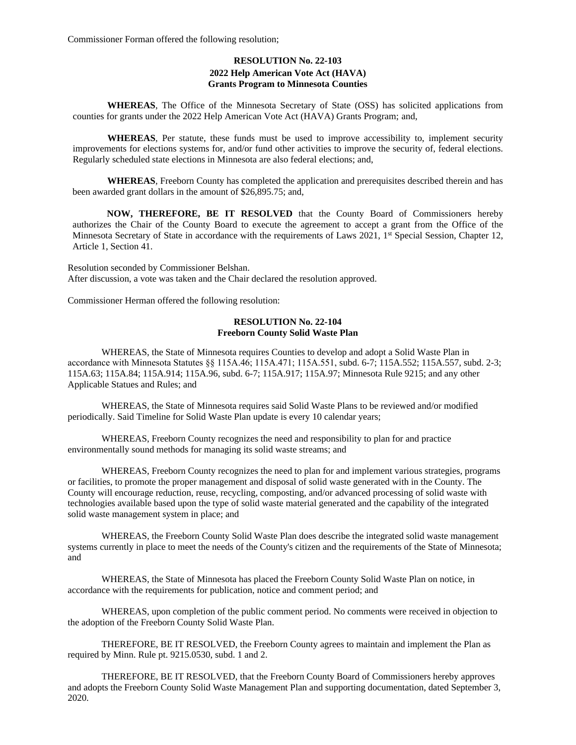Commissioner Forman offered the following resolution;

**RESOLUTION No. 22-103**
**2022 Help American Vote Act (HAVA)**
**Grants Program to Minnesota Counties**

**WHEREAS**, The Office of the Minnesota Secretary of State (OSS) has solicited applications from counties for grants under the 2022 Help American Vote Act (HAVA) Grants Program; and,

**WHEREAS**, Per statute, these funds must be used to improve accessibility to, implement security improvements for elections systems for, and/or fund other activities to improve the security of, federal elections. Regularly scheduled state elections in Minnesota are also federal elections; and,

**WHEREAS**, Freeborn County has completed the application and prerequisites described therein and has been awarded grant dollars in the amount of $26,895.75; and,

**NOW, THEREFORE, BE IT RESOLVED** that the County Board of Commissioners hereby authorizes the Chair of the County Board to execute the agreement to accept a grant from the Office of the Minnesota Secretary of State in accordance with the requirements of Laws 2021, 1st Special Session, Chapter 12, Article 1, Section 41.

Resolution seconded by Commissioner Belshan.
After discussion, a vote was taken and the Chair declared the resolution approved.

Commissioner Herman offered the following resolution:

**RESOLUTION No. 22-104**
**Freeborn County Solid Waste Plan**

WHEREAS, the State of Minnesota requires Counties to develop and adopt a Solid Waste Plan in accordance with Minnesota Statutes §§ 115A.46; 115A.471; 115A.551, subd. 6-7; 115A.552; 115A.557, subd. 2-3; 115A.63; 115A.84; 115A.914; 115A.96, subd. 6-7; 115A.917; 115A.97; Minnesota Rule 9215; and any other Applicable Statues and Rules; and

WHEREAS, the State of Minnesota requires said Solid Waste Plans to be reviewed and/or modified periodically. Said Timeline for Solid Waste Plan update is every 10 calendar years;

WHEREAS, Freeborn County recognizes the need and responsibility to plan for and practice environmentally sound methods for managing its solid waste streams; and

WHEREAS, Freeborn County recognizes the need to plan for and implement various strategies, programs or facilities, to promote the proper management and disposal of solid waste generated with in the County. The County will encourage reduction, reuse, recycling, composting, and/or advanced processing of solid waste with technologies available based upon the type of solid waste material generated and the capability of the integrated solid waste management system in place; and

WHEREAS, the Freeborn County Solid Waste Plan does describe the integrated solid waste management systems currently in place to meet the needs of the County's citizen and the requirements of the State of Minnesota; and

WHEREAS, the State of Minnesota has placed the Freeborn County Solid Waste Plan on notice, in accordance with the requirements for publication, notice and comment period; and

WHEREAS, upon completion of the public comment period. No comments were received in objection to the adoption of the Freeborn County Solid Waste Plan.

THEREFORE, BE IT RESOLVED, the Freeborn County agrees to maintain and implement the Plan as required by Minn. Rule pt. 9215.0530, subd. 1 and 2.

THEREFORE, BE IT RESOLVED, that the Freeborn County Board of Commissioners hereby approves and adopts the Freeborn County Solid Waste Management Plan and supporting documentation, dated September 3, 2020.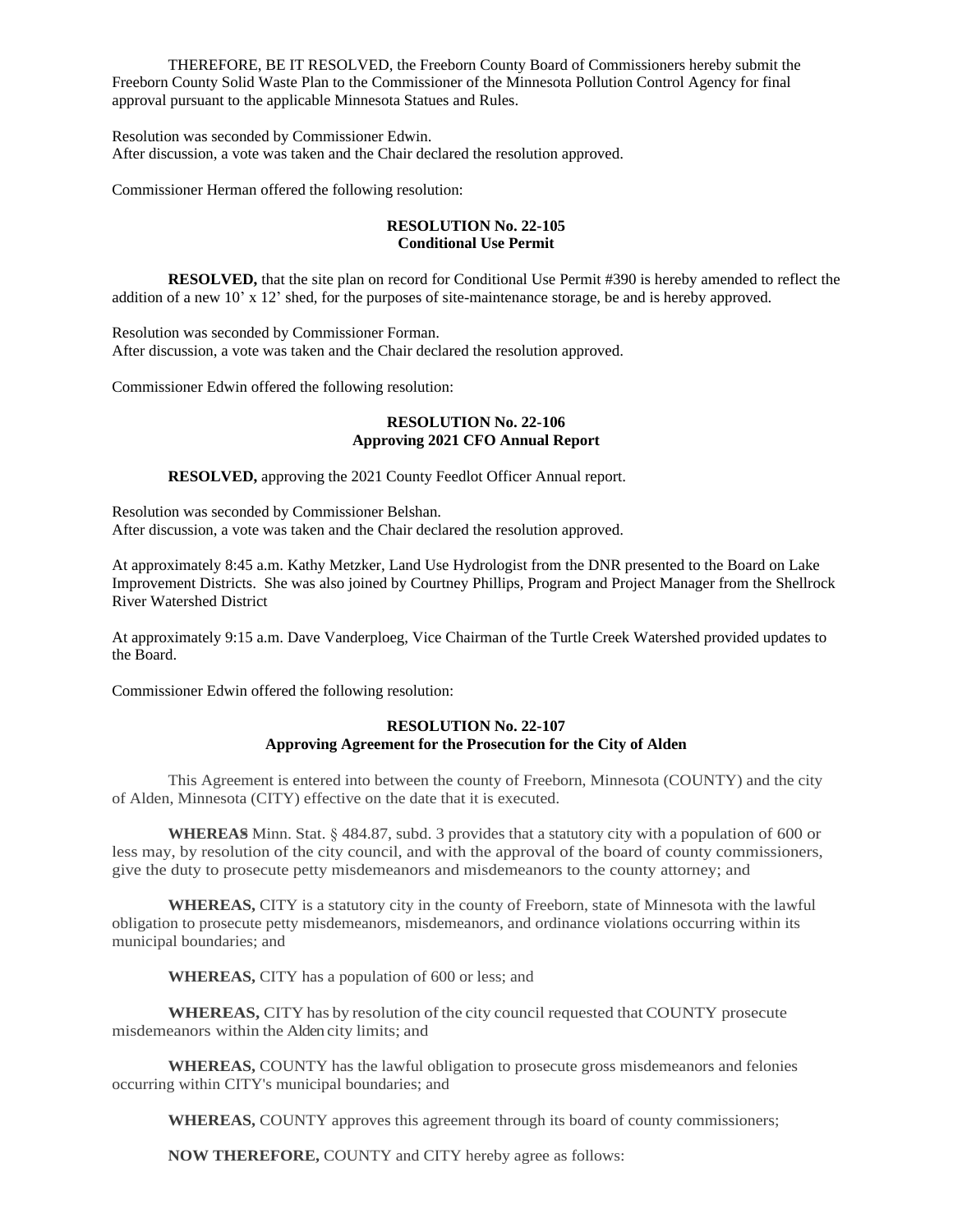THEREFORE, BE IT RESOLVED, the Freeborn County Board of Commissioners hereby submit the Freeborn County Solid Waste Plan to the Commissioner of the Minnesota Pollution Control Agency for final approval pursuant to the applicable Minnesota Statues and Rules.

Resolution was seconded by Commissioner Edwin.
After discussion, a vote was taken and the Chair declared the resolution approved.

Commissioner Herman offered the following resolution:

**RESOLUTION No. 22-105**
**Conditional Use Permit**

**RESOLVED,** that the site plan on record for Conditional Use Permit #390 is hereby amended to reflect the addition of a new 10' x 12' shed, for the purposes of site-maintenance storage, be and is hereby approved.

Resolution was seconded by Commissioner Forman.
After discussion, a vote was taken and the Chair declared the resolution approved.

Commissioner Edwin offered the following resolution:

**RESOLUTION No. 22-106**
**Approving 2021 CFO Annual Report**

**RESOLVED,** approving the 2021 County Feedlot Officer Annual report.

Resolution was seconded by Commissioner Belshan.
After discussion, a vote was taken and the Chair declared the resolution approved.

At approximately 8:45 a.m. Kathy Metzker, Land Use Hydrologist from the DNR presented to the Board on Lake Improvement Districts. She was also joined by Courtney Phillips, Program and Project Manager from the Shellrock River Watershed District

At approximately 9:15 a.m. Dave Vanderploeg, Vice Chairman of the Turtle Creek Watershed provided updates to the Board.

Commissioner Edwin offered the following resolution:

**RESOLUTION No. 22-107**
**Approving Agreement for the Prosecution for the City of Alden**

This Agreement is entered into between the county of Freeborn, Minnesota (COUNTY) and the city of Alden, Minnesota (CITY) effective on the date that it is executed.

**WHEREAS** Minn. Stat. § 484.87, subd. 3 provides that a statutory city with a population of 600 or less may, by resolution of the city council, and with the approval of the board of county commissioners, give the duty to prosecute petty misdemeanors and misdemeanors to the county attorney; and

**WHEREAS,** CITY is a statutory city in the county of Freeborn, state of Minnesota with the lawful obligation to prosecute petty misdemeanors, misdemeanors, and ordinance violations occurring within its municipal boundaries; and

**WHEREAS,** CITY has a population of 600 or less; and

**WHEREAS,** CITY has by resolution of the city council requested that COUNTY prosecute misdemeanors within the Alden city limits; and

**WHEREAS,** COUNTY has the lawful obligation to prosecute gross misdemeanors and felonies occurring within CITY's municipal boundaries; and

**WHEREAS,** COUNTY approves this agreement through its board of county commissioners;

**NOW THEREFORE,** COUNTY and CITY hereby agree as follows: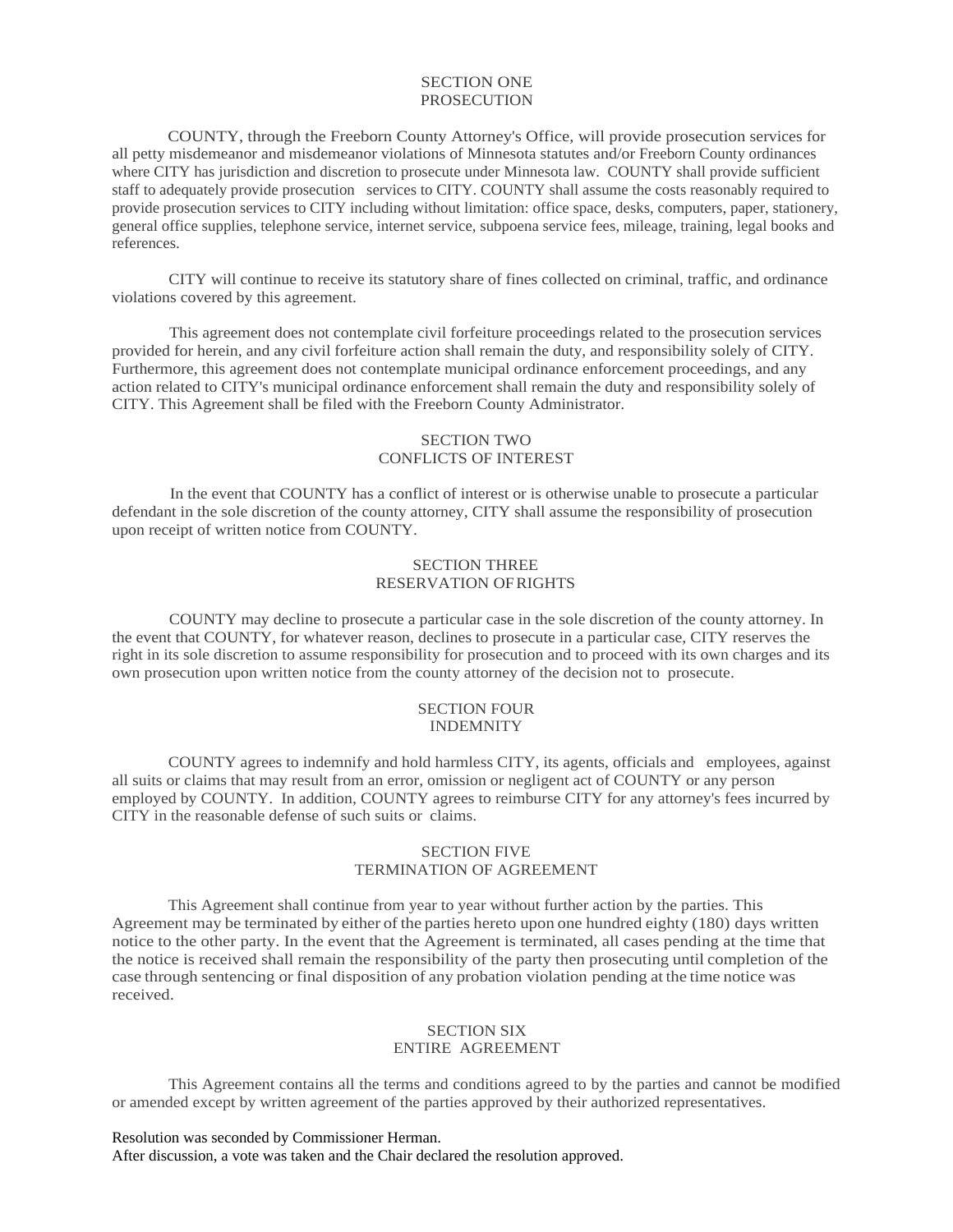## SECTION ONE
## PROSECUTION

COUNTY, through the Freeborn County Attorney's Office, will provide prosecution services for all petty misdemeanor and misdemeanor violations of Minnesota statutes and/or Freeborn County ordinances where CITY has jurisdiction and discretion to prosecute under Minnesota law. COUNTY shall provide sufficient staff to adequately provide prosecution services to CITY. COUNTY shall assume the costs reasonably required to provide prosecution services to CITY including without limitation: office space, desks, computers, paper, stationery, general office supplies, telephone service, internet service, subpoena service fees, mileage, training, legal books and references.

CITY will continue to receive its statutory share of fines collected on criminal, traffic, and ordinance violations covered by this agreement.

This agreement does not contemplate civil forfeiture proceedings related to the prosecution services provided for herein, and any civil forfeiture action shall remain the duty, and responsibility solely of CITY. Furthermore, this agreement does not contemplate municipal ordinance enforcement proceedings, and any action related to CITY's municipal ordinance enforcement shall remain the duty and responsibility solely of CITY. This Agreement shall be filed with the Freeborn County Administrator.

## SECTION TWO
## CONFLICTS OF INTEREST

In the event that COUNTY has a conflict of interest or is otherwise unable to prosecute a particular defendant in the sole discretion of the county attorney, CITY shall assume the responsibility of prosecution upon receipt of written notice from COUNTY.

## SECTION THREE
## RESERVATION OF RIGHTS

COUNTY may decline to prosecute a particular case in the sole discretion of the county attorney. In the event that COUNTY, for whatever reason, declines to prosecute in a particular case, CITY reserves the right in its sole discretion to assume responsibility for prosecution and to proceed with its own charges and its own prosecution upon written notice from the county attorney of the decision not to prosecute.

## SECTION FOUR
## INDEMNITY

COUNTY agrees to indemnify and hold harmless CITY, its agents, officials and employees, against all suits or claims that may result from an error, omission or negligent act of COUNTY or any person employed by COUNTY. In addition, COUNTY agrees to reimburse CITY for any attorney's fees incurred by CITY in the reasonable defense of such suits or claims.

## SECTION FIVE
## TERMINATION OF AGREEMENT

This Agreement shall continue from year to year without further action by the parties. This Agreement may be terminated by either of the parties hereto upon one hundred eighty (180) days written notice to the other party. In the event that the Agreement is terminated, all cases pending at the time that the notice is received shall remain the responsibility of the party then prosecuting until completion of the case through sentencing or final disposition of any probation violation pending at the time notice was received.

## SECTION SIX
## ENTIRE AGREEMENT

This Agreement contains all the terms and conditions agreed to by the parties and cannot be modified or amended except by written agreement of the parties approved by their authorized representatives.

Resolution was seconded by Commissioner Herman.
After discussion, a vote was taken and the Chair declared the resolution approved.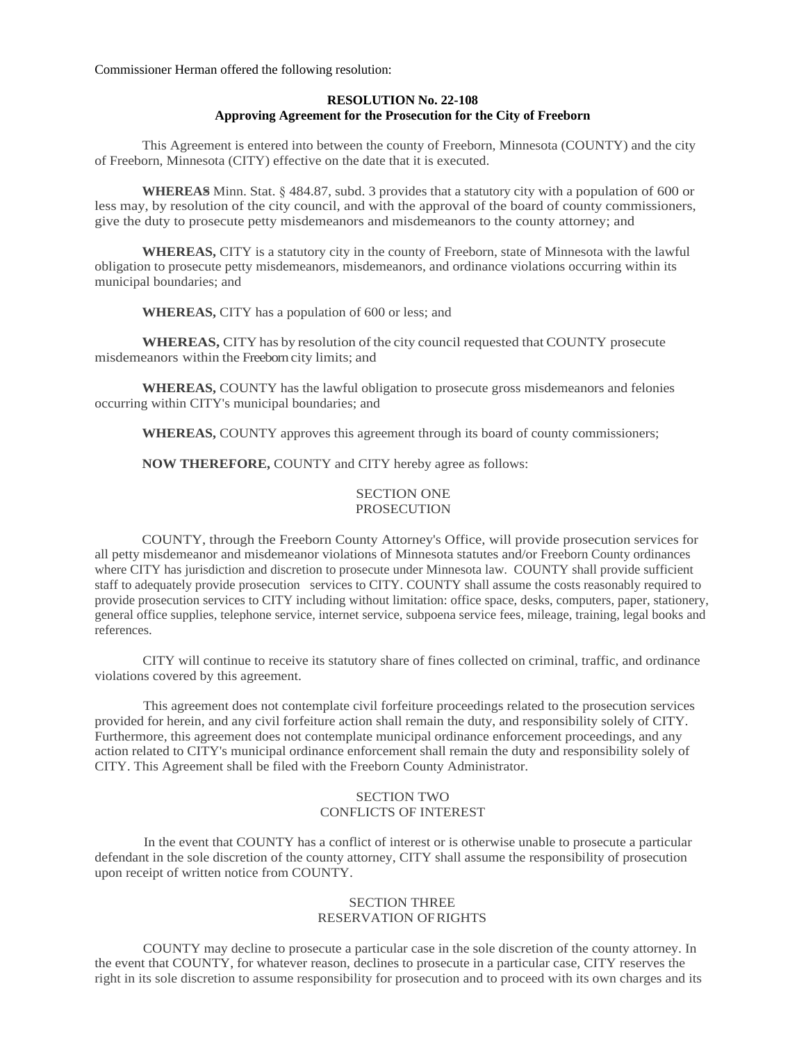Commissioner Herman offered the following resolution:

**RESOLUTION No. 22-108**
**Approving Agreement for the Prosecution for the City of Freeborn**

This Agreement is entered into between the county of Freeborn, Minnesota (COUNTY) and the city of Freeborn, Minnesota (CITY) effective on the date that it is executed.

**WHEREAS** Minn. Stat. § 484.87, subd. 3 provides that a statutory city with a population of 600 or less may, by resolution of the city council, and with the approval of the board of county commissioners, give the duty to prosecute petty misdemeanors and misdemeanors to the county attorney; and

**WHEREAS,** CITY is a statutory city in the county of Freeborn, state of Minnesota with the lawful obligation to prosecute petty misdemeanors, misdemeanors, and ordinance violations occurring within its municipal boundaries; and

**WHEREAS,** CITY has a population of 600 or less; and

**WHEREAS,** CITY has by resolution of the city council requested that COUNTY prosecute misdemeanors within the Freeborn city limits; and

**WHEREAS,** COUNTY has the lawful obligation to prosecute gross misdemeanors and felonies occurring within CITY's municipal boundaries; and

**WHEREAS,** COUNTY approves this agreement through its board of county commissioners;

**NOW THEREFORE,** COUNTY and CITY hereby agree as follows:

SECTION ONE
PROSECUTION

COUNTY, through the Freeborn County Attorney's Office, will provide prosecution services for all petty misdemeanor and misdemeanor violations of Minnesota statutes and/or Freeborn County ordinances where CITY has jurisdiction and discretion to prosecute under Minnesota law. COUNTY shall provide sufficient staff to adequately provide prosecution services to CITY. COUNTY shall assume the costs reasonably required to provide prosecution services to CITY including without limitation: office space, desks, computers, paper, stationery, general office supplies, telephone service, internet service, subpoena service fees, mileage, training, legal books and references.

CITY will continue to receive its statutory share of fines collected on criminal, traffic, and ordinance violations covered by this agreement.

This agreement does not contemplate civil forfeiture proceedings related to the prosecution services provided for herein, and any civil forfeiture action shall remain the duty, and responsibility solely of CITY. Furthermore, this agreement does not contemplate municipal ordinance enforcement proceedings, and any action related to CITY's municipal ordinance enforcement shall remain the duty and responsibility solely of CITY. This Agreement shall be filed with the Freeborn County Administrator.

SECTION TWO
CONFLICTS OF INTEREST

In the event that COUNTY has a conflict of interest or is otherwise unable to prosecute a particular defendant in the sole discretion of the county attorney, CITY shall assume the responsibility of prosecution upon receipt of written notice from COUNTY.

SECTION THREE
RESERVATION OF RIGHTS

COUNTY may decline to prosecute a particular case in the sole discretion of the county attorney. In the event that COUNTY, for whatever reason, declines to prosecute in a particular case, CITY reserves the right in its sole discretion to assume responsibility for prosecution and to proceed with its own charges and its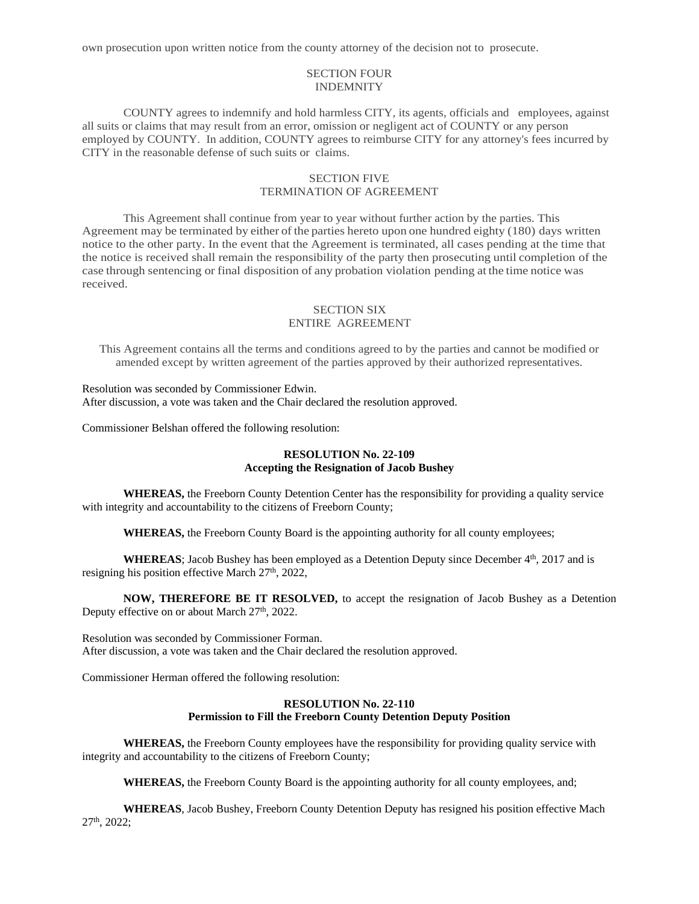own prosecution upon written notice from the county attorney of the decision not to prosecute.

SECTION FOUR
INDEMNITY

COUNTY agrees to indemnify and hold harmless CITY, its agents, officials and employees, against all suits or claims that may result from an error, omission or negligent act of COUNTY or any person employed by COUNTY. In addition, COUNTY agrees to reimburse CITY for any attorney's fees incurred by CITY in the reasonable defense of such suits or claims.

SECTION FIVE
TERMINATION OF AGREEMENT

This Agreement shall continue from year to year without further action by the parties. This Agreement may be terminated by either of the parties hereto upon one hundred eighty (180) days written notice to the other party. In the event that the Agreement is terminated, all cases pending at the time that the notice is received shall remain the responsibility of the party then prosecuting until completion of the case through sentencing or final disposition of any probation violation pending at the time notice was received.

SECTION SIX
ENTIRE AGREEMENT

This Agreement contains all the terms and conditions agreed to by the parties and cannot be modified or amended except by written agreement of the parties approved by their authorized representatives.

Resolution was seconded by Commissioner Edwin.
After discussion, a vote was taken and the Chair declared the resolution approved.

Commissioner Belshan offered the following resolution:

**RESOLUTION No. 22-109**
**Accepting the Resignation of Jacob Bushey**

**WHEREAS,** the Freeborn County Detention Center has the responsibility for providing a quality service with integrity and accountability to the citizens of Freeborn County;

**WHEREAS,** the Freeborn County Board is the appointing authority for all county employees;

**WHEREAS**; Jacob Bushey has been employed as a Detention Deputy since December 4th, 2017 and is resigning his position effective March 27th, 2022,

**NOW, THEREFORE BE IT RESOLVED,** to accept the resignation of Jacob Bushey as a Detention Deputy effective on or about March 27th, 2022.

Resolution was seconded by Commissioner Forman.
After discussion, a vote was taken and the Chair declared the resolution approved.

Commissioner Herman offered the following resolution:

**RESOLUTION No. 22-110**
**Permission to Fill the Freeborn County Detention Deputy Position**

**WHEREAS,** the Freeborn County employees have the responsibility for providing quality service with integrity and accountability to the citizens of Freeborn County;

**WHEREAS,** the Freeborn County Board is the appointing authority for all county employees, and;

**WHEREAS**, Jacob Bushey, Freeborn County Detention Deputy has resigned his position effective Mach 27th, 2022;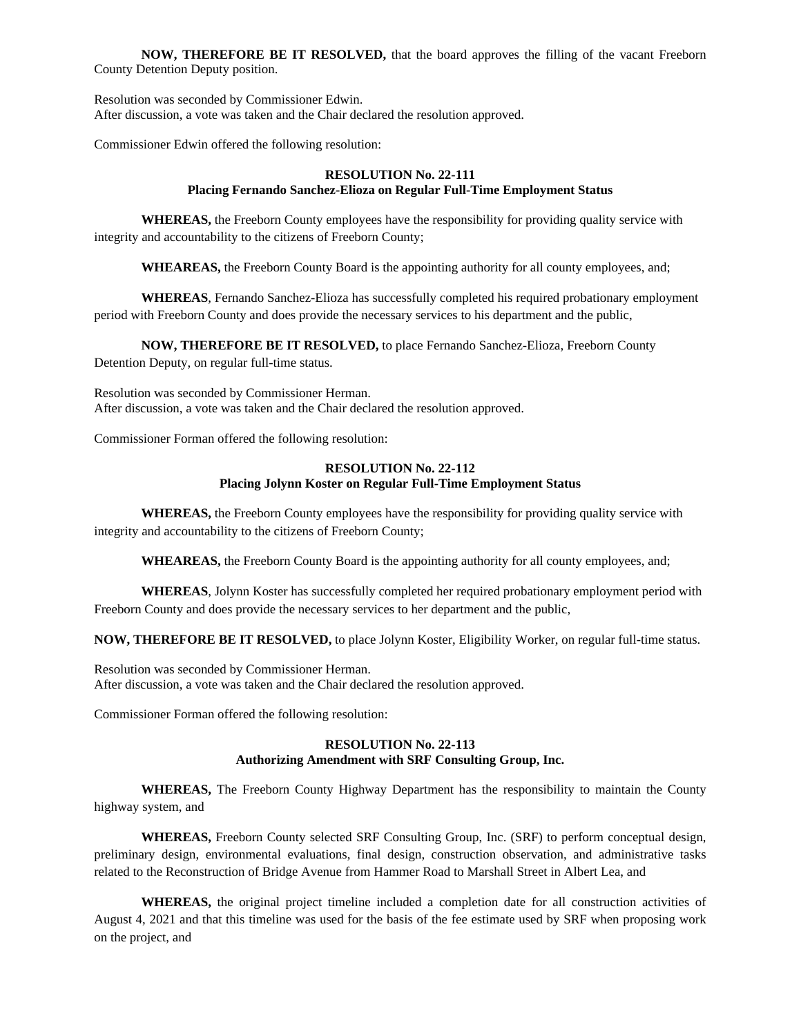**NOW, THEREFORE BE IT RESOLVED,** that the board approves the filling of the vacant Freeborn County Detention Deputy position.

Resolution was seconded by Commissioner Edwin.
After discussion, a vote was taken and the Chair declared the resolution approved.

Commissioner Edwin offered the following resolution:

**RESOLUTION No. 22-111**
**Placing Fernando Sanchez-Elioza on Regular Full-Time Employment Status**

**WHEREAS,** the Freeborn County employees have the responsibility for providing quality service with integrity and accountability to the citizens of Freeborn County;

**WHEAREAS,** the Freeborn County Board is the appointing authority for all county employees, and;

**WHEREAS**, Fernando Sanchez-Elioza has successfully completed his required probationary employment period with Freeborn County and does provide the necessary services to his department and the public,

**NOW, THEREFORE BE IT RESOLVED,** to place Fernando Sanchez-Elioza, Freeborn County Detention Deputy, on regular full-time status.

Resolution was seconded by Commissioner Herman.
After discussion, a vote was taken and the Chair declared the resolution approved.

Commissioner Forman offered the following resolution:

**RESOLUTION No. 22-112**
**Placing Jolynn Koster on Regular Full-Time Employment Status**

**WHEREAS,** the Freeborn County employees have the responsibility for providing quality service with integrity and accountability to the citizens of Freeborn County;

**WHEAREAS,** the Freeborn County Board is the appointing authority for all county employees, and;

**WHEREAS**, Jolynn Koster has successfully completed her required probationary employment period with Freeborn County and does provide the necessary services to her department and the public,

**NOW, THEREFORE BE IT RESOLVED,** to place Jolynn Koster, Eligibility Worker, on regular full-time status.

Resolution was seconded by Commissioner Herman.
After discussion, a vote was taken and the Chair declared the resolution approved.

Commissioner Forman offered the following resolution:

**RESOLUTION No. 22-113**
**Authorizing Amendment with SRF Consulting Group, Inc.**

**WHEREAS,** The Freeborn County Highway Department has the responsibility to maintain the County highway system, and

**WHEREAS,** Freeborn County selected SRF Consulting Group, Inc. (SRF) to perform conceptual design, preliminary design, environmental evaluations, final design, construction observation, and administrative tasks related to the Reconstruction of Bridge Avenue from Hammer Road to Marshall Street in Albert Lea, and

**WHEREAS,** the original project timeline included a completion date for all construction activities of August 4, 2021 and that this timeline was used for the basis of the fee estimate used by SRF when proposing work on the project, and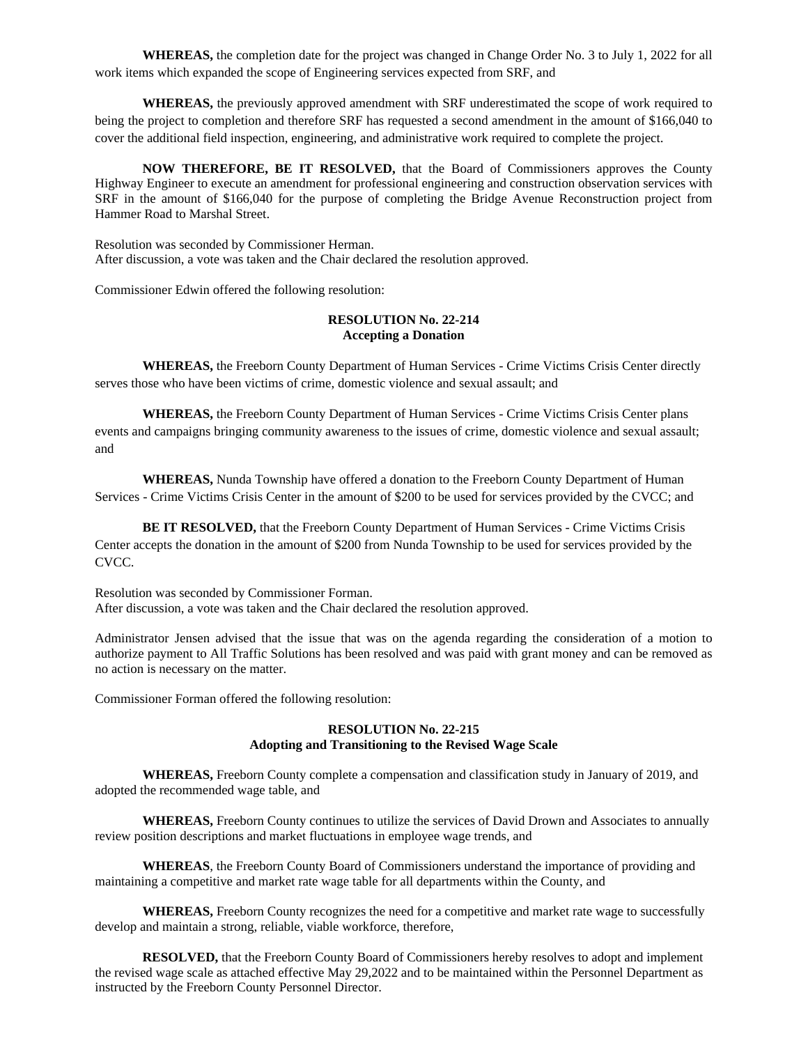**WHEREAS,** the completion date for the project was changed in Change Order No. 3 to July 1, 2022 for all work items which expanded the scope of Engineering services expected from SRF, and

**WHEREAS,** the previously approved amendment with SRF underestimated the scope of work required to being the project to completion and therefore SRF has requested a second amendment in the amount of $166,040 to cover the additional field inspection, engineering, and administrative work required to complete the project.

**NOW THEREFORE, BE IT RESOLVED,** that the Board of Commissioners approves the County Highway Engineer to execute an amendment for professional engineering and construction observation services with SRF in the amount of $166,040 for the purpose of completing the Bridge Avenue Reconstruction project from Hammer Road to Marshal Street.

Resolution was seconded by Commissioner Herman.
After discussion, a vote was taken and the Chair declared the resolution approved.

Commissioner Edwin offered the following resolution:

**RESOLUTION No. 22-214**
**Accepting a Donation**

**WHEREAS,** the Freeborn County Department of Human Services - Crime Victims Crisis Center directly serves those who have been victims of crime, domestic violence and sexual assault; and

**WHEREAS,** the Freeborn County Department of Human Services - Crime Victims Crisis Center plans events and campaigns bringing community awareness to the issues of crime, domestic violence and sexual assault; and

**WHEREAS,** Nunda Township have offered a donation to the Freeborn County Department of Human Services - Crime Victims Crisis Center in the amount of $200 to be used for services provided by the CVCC; and

**BE IT RESOLVED,** that the Freeborn County Department of Human Services - Crime Victims Crisis Center accepts the donation in the amount of $200 from Nunda Township to be used for services provided by the CVCC.

Resolution was seconded by Commissioner Forman.
After discussion, a vote was taken and the Chair declared the resolution approved.

Administrator Jensen advised that the issue that was on the agenda regarding the consideration of a motion to authorize payment to All Traffic Solutions has been resolved and was paid with grant money and can be removed as no action is necessary on the matter.

Commissioner Forman offered the following resolution:

**RESOLUTION No. 22-215**
**Adopting and Transitioning to the Revised Wage Scale**

**WHEREAS,** Freeborn County complete a compensation and classification study in January of 2019, and adopted the recommended wage table, and

**WHEREAS,** Freeborn County continues to utilize the services of David Drown and Associates to annually review position descriptions and market fluctuations in employee wage trends, and

**WHEREAS**, the Freeborn County Board of Commissioners understand the importance of providing and maintaining a competitive and market rate wage table for all departments within the County, and

**WHEREAS,** Freeborn County recognizes the need for a competitive and market rate wage to successfully develop and maintain a strong, reliable, viable workforce, therefore,

**RESOLVED,** that the Freeborn County Board of Commissioners hereby resolves to adopt and implement the revised wage scale as attached effective May 29,2022 and to be maintained within the Personnel Department as instructed by the Freeborn County Personnel Director.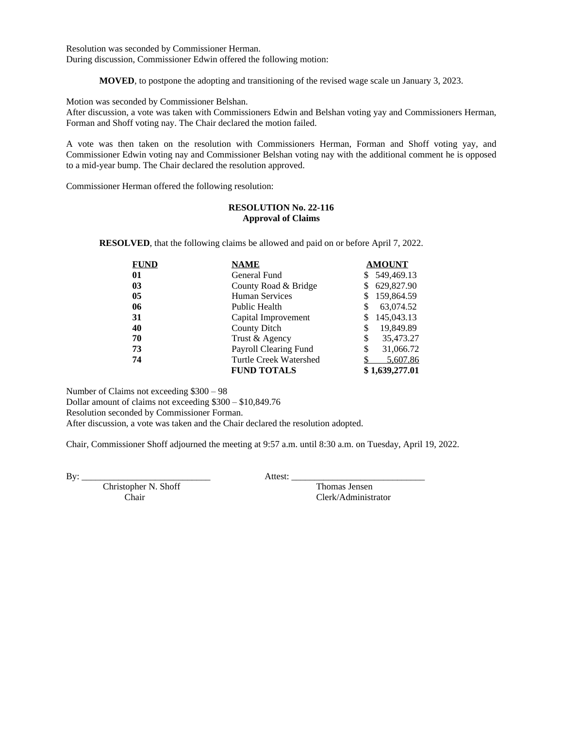Resolution was seconded by Commissioner Herman.
During discussion, Commissioner Edwin offered the following motion:

**MOVED**, to postpone the adopting and transitioning of the revised wage scale un January 3, 2023.

Motion was seconded by Commissioner Belshan.
After discussion, a vote was taken with Commissioners Edwin and Belshan voting yay and Commissioners Herman, Forman and Shoff voting nay. The Chair declared the motion failed.

A vote was then taken on the resolution with Commissioners Herman, Forman and Shoff voting yay, and Commissioner Edwin voting nay and Commissioner Belshan voting nay with the additional comment he is opposed to a mid-year bump. The Chair declared the resolution approved.

Commissioner Herman offered the following resolution:

**RESOLUTION No. 22-116**
**Approval of Claims**

**RESOLVED**, that the following claims be allowed and paid on or before April 7, 2022.

| FUND | NAME | AMOUNT |
|---|---|---|
| **01** | General Fund | $ 549,469.13 |
| **03** | County Road & Bridge | $ 629,827.90 |
| **05** | Human Services | $ 159,864.59 |
| **06** | Public Health | $ 63,074.52 |
| **31** | Capital Improvement | $ 145,043.13 |
| **40** | County Ditch | $ 19,849.89 |
| **70** | Trust & Agency | $ 35,473.27 |
| **73** | Payroll Clearing Fund | $ 31,066.72 |
| **74** | Turtle Creek Watershed | $ 5,607.86 |
| | **FUND TOTALS** | **$ 1,639,277.01** |

Number of Claims not exceeding $300 – 98
Dollar amount of claims not exceeding $300 – $10,849.76
Resolution seconded by Commissioner Forman.
After discussion, a vote was taken and the Chair declared the resolution adopted.

Chair, Commissioner Shoff adjourned the meeting at 9:57 a.m. until 8:30 a.m. on Tuesday, April 19, 2022.

By: ____________________________ Attest: _____________________________
Christopher N. Shoff Thomas Jensen
Chair Clerk/Administrator